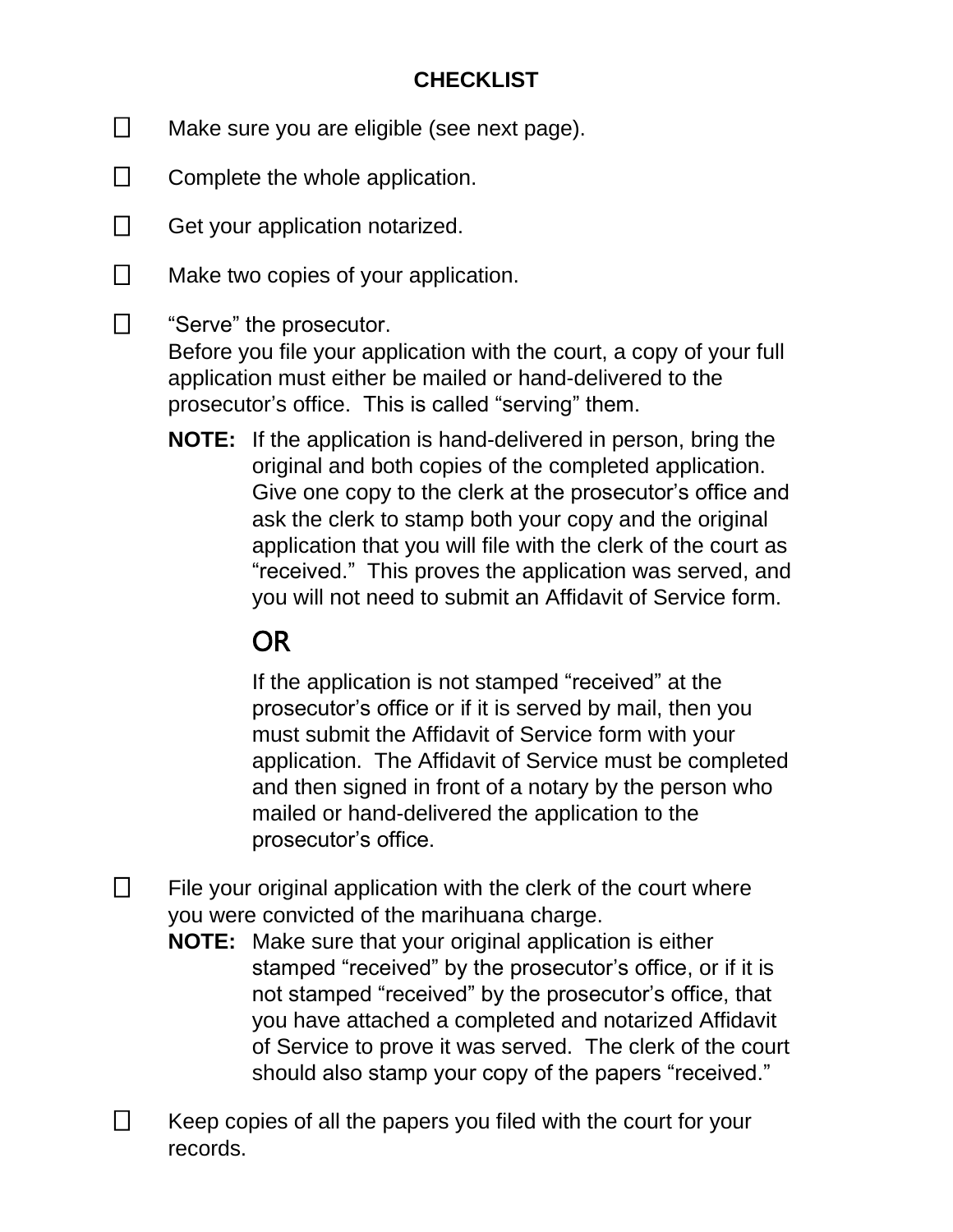# CHECKLIST

- ☐ Make sure you are eligible (see next page).

- ☐ Complete the whole application.

- ☐ Get your application notarized.

- ☐ Make two copies of your application.

- ☐ “Serve” the prosecutor.
  Before you file your application with the court, a copy of your full application must either be mailed or hand-delivered to the prosecutor’s office. This is called “serving” them.

  **NOTE:** If the application is hand-delivered in person, bring the original and both copies of the completed application. Give one copy to the clerk at the prosecutor’s office and ask the clerk to stamp both your copy and the original application that you will file with the clerk of the court as “received.” This proves the application was served, and you will not need to submit an Affidavit of Service form.

  OR

  If the application is not stamped “received” at the prosecutor’s office or if it is served by mail, then you must submit the Affidavit of Service form with your application. The Affidavit of Service must be completed and then signed in front of a notary by the person who mailed or hand-delivered the application to the prosecutor’s office.

- ☐ File your original application with the clerk of the court where you were convicted of the marihuana charge.

  **NOTE:** Make sure that your original application is either stamped “received” by the prosecutor’s office, or if it is not stamped “received” by the prosecutor’s office, that you have attached a completed and notarized Affidavit of Service to prove it was served. The clerk of the court should also stamp your copy of the papers “received.”

- ☐ Keep copies of all the papers you filed with the court for your records.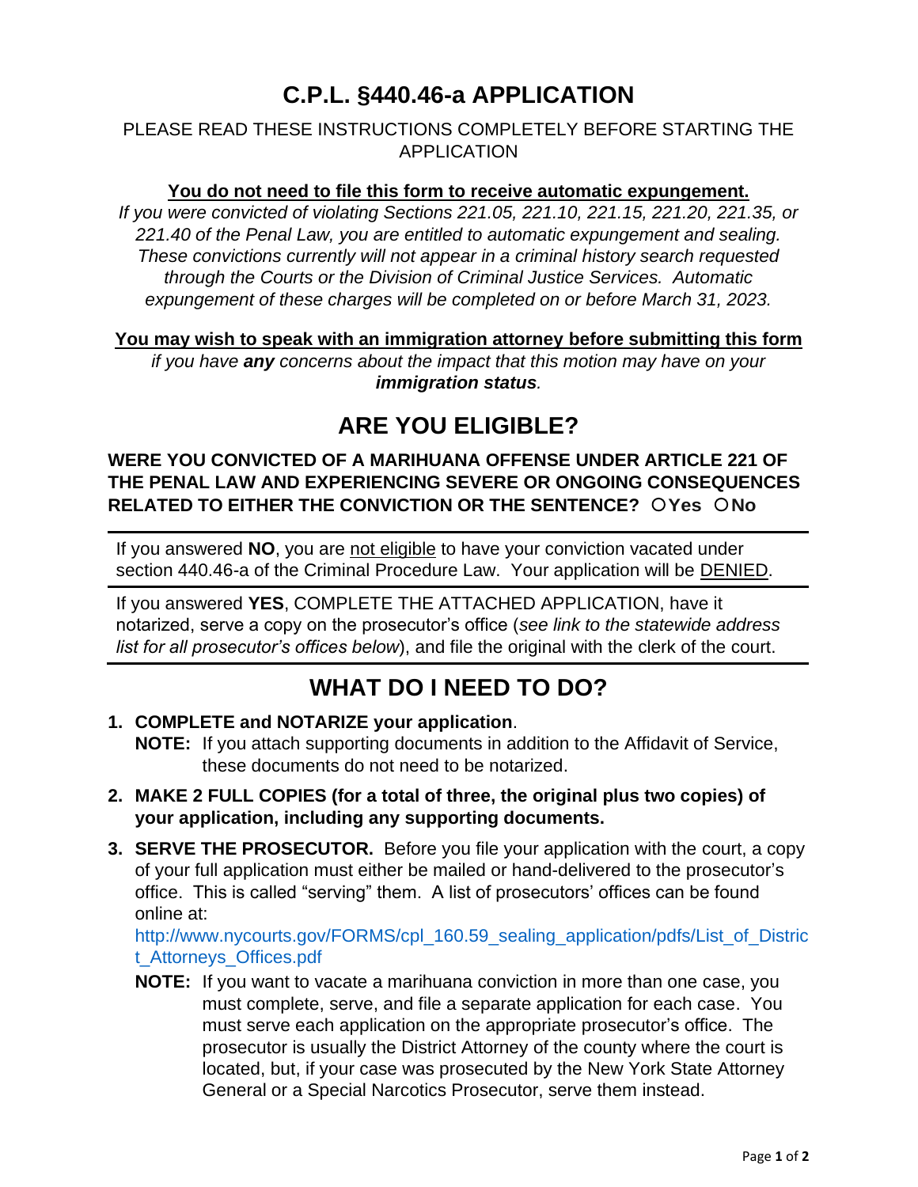# C.P.L. §440.46-a APPLICATION

PLEASE READ THESE INSTRUCTIONS COMPLETELY BEFORE STARTING THE APPLICATION

**You do not need to file this form to receive automatic expungement.**

*If you were convicted of violating Sections 221.05, 221.10, 221.15, 221.20, 221.35, or 221.40 of the Penal Law, you are entitled to automatic expungement and sealing. These convictions currently will not appear in a criminal history search requested through the Courts or the Division of Criminal Justice Services. Automatic expungement of these charges will be completed on or before March 31, 2023.*

**You may wish to speak with an immigration attorney before submitting this form**

*if you have **any** concerns about the impact that this motion may have on your **immigration status**.*

## ARE YOU ELIGIBLE?

**WERE YOU CONVICTED OF A MARIHUANA OFFENSE UNDER ARTICLE 221 OF THE PENAL LAW AND EXPERIENCING SEVERE OR ONGOING CONSEQUENCES RELATED TO EITHER THE CONVICTION OR THE SENTENCE? ○ Yes ○ No**

If you answered **NO**, you are not eligible to have your conviction vacated under section 440.46-a of the Criminal Procedure Law. Your application will be DENIED.

If you answered **YES**, COMPLETE THE ATTACHED APPLICATION, have it notarized, serve a copy on the prosecutor's office (*see link to the statewide address list for all prosecutor's offices below*), and file the original with the clerk of the court.

## WHAT DO I NEED TO DO?

1. **COMPLETE and NOTARIZE your application**.
   **NOTE:** If you attach supporting documents in addition to the Affidavit of Service, these documents do not need to be notarized.
2. **MAKE 2 FULL COPIES (for a total of three, the original plus two copies) of your application, including any supporting documents.**
3. **SERVE THE PROSECUTOR.** Before you file your application with the court, a copy of your full application must either be mailed or hand-delivered to the prosecutor's office. This is called "serving" them. A list of prosecutors' offices can be found online at:
   http://www.nycourts.gov/FORMS/cpl_160.59_sealing_application/pdfs/List_of_District_Attorneys_Offices.pdf
   **NOTE:** If you want to vacate a marihuana conviction in more than one case, you must complete, serve, and file a separate application for each case. You must serve each application on the appropriate prosecutor's office. The prosecutor is usually the District Attorney of the county where the court is located, but, if your case was prosecuted by the New York State Attorney General or a Special Narcotics Prosecutor, serve them instead.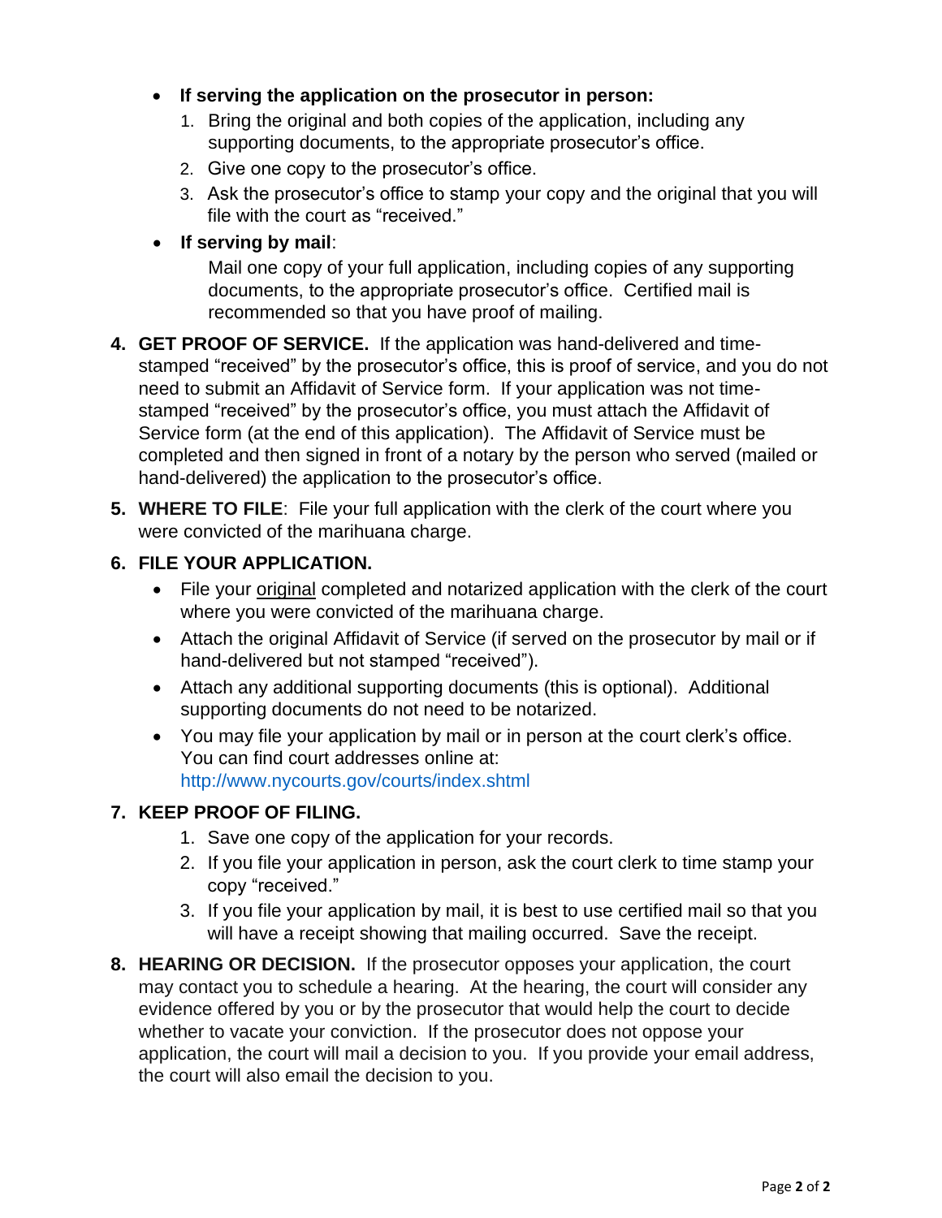- **If serving the application on the prosecutor in person:**
  1. Bring the original and both copies of the application, including any supporting documents, to the appropriate prosecutor's office.
  2. Give one copy to the prosecutor's office.
  3. Ask the prosecutor's office to stamp your copy and the original that you will file with the court as "received."
- **If serving by mail**:

  Mail one copy of your full application, including copies of any supporting documents, to the appropriate prosecutor's office. Certified mail is recommended so that you have proof of mailing.

4. **GET PROOF OF SERVICE.** If the application was hand-delivered and time-stamped "received" by the prosecutor's office, this is proof of service, and you do not need to submit an Affidavit of Service form. If your application was not time-stamped "received" by the prosecutor's office, you must attach the Affidavit of Service form (at the end of this application). The Affidavit of Service must be completed and then signed in front of a notary by the person who served (mailed or hand-delivered) the application to the prosecutor's office.

5. **WHERE TO FILE**: File your full application with the clerk of the court where you were convicted of the marihuana charge.

6. **FILE YOUR APPLICATION.**
   - File your <u>original</u> completed and notarized application with the clerk of the court where you were convicted of the marihuana charge.
   - Attach the original Affidavit of Service (if served on the prosecutor by mail or if hand-delivered but not stamped "received").
   - Attach any additional supporting documents (this is optional). Additional supporting documents do not need to be notarized.
   - You may file your application by mail or in person at the court clerk's office. You can find court addresses online at: http://www.nycourts.gov/courts/index.shtml

7. **KEEP PROOF OF FILING.**
   1. Save one copy of the application for your records.
   2. If you file your application in person, ask the court clerk to time stamp your copy "received."
   3. If you file your application by mail, it is best to use certified mail so that you will have a receipt showing that mailing occurred. Save the receipt.

8. **HEARING OR DECISION.** If the prosecutor opposes your application, the court may contact you to schedule a hearing. At the hearing, the court will consider any evidence offered by you or by the prosecutor that would help the court to decide whether to vacate your conviction. If the prosecutor does not oppose your application, the court will mail a decision to you. If you provide your email address, the court will also email the decision to you.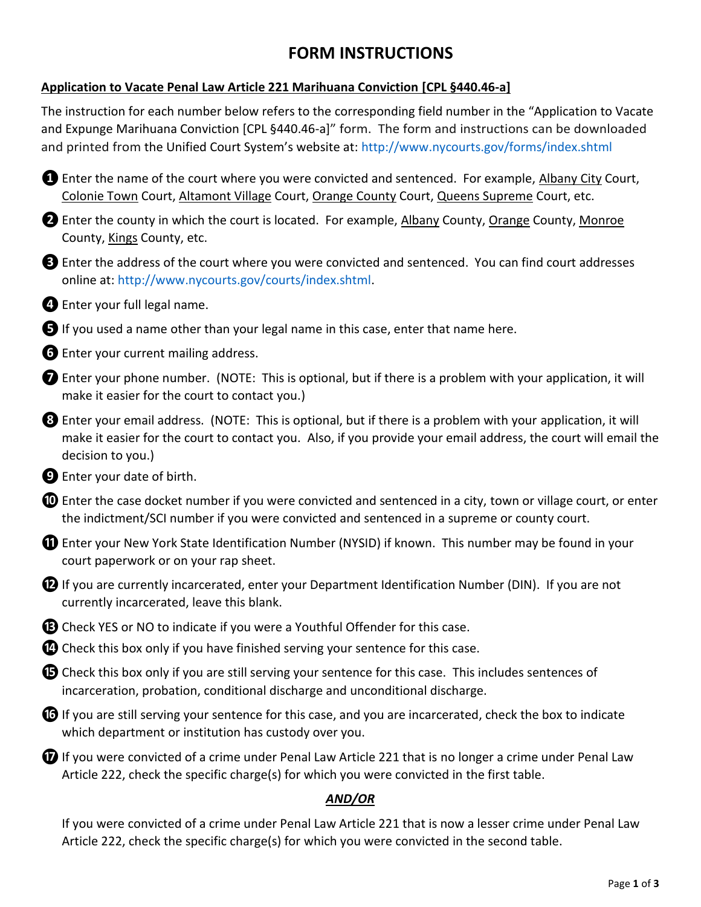# FORM INSTRUCTIONS

**Application to Vacate Penal Law Article 221 Marihuana Conviction [CPL §440.46-a]**

The instruction for each number below refers to the corresponding field number in the "Application to Vacate and Expunge Marihuana Conviction [CPL §440.46-a]" form. The form and instructions can be downloaded and printed from the Unified Court System's website at: http://www.nycourts.gov/forms/index.shtml

❶ Enter the name of the court where you were convicted and sentenced. For example, Albany City Court, Colonie Town Court, Altamont Village Court, Orange County Court, Queens Supreme Court, etc.

❷ Enter the county in which the court is located. For example, Albany County, Orange County, Monroe County, Kings County, etc.

❸ Enter the address of the court where you were convicted and sentenced. You can find court addresses online at: http://www.nycourts.gov/courts/index.shtml.

❹ Enter your full legal name.

❺ If you used a name other than your legal name in this case, enter that name here.

❻ Enter your current mailing address.

❼ Enter your phone number. (NOTE: This is optional, but if there is a problem with your application, it will make it easier for the court to contact you.)

❽ Enter your email address. (NOTE: This is optional, but if there is a problem with your application, it will make it easier for the court to contact you. Also, if you provide your email address, the court will email the decision to you.)

❾ Enter your date of birth.

❿ Enter the case docket number if you were convicted and sentenced in a city, town or village court, or enter the indictment/SCI number if you were convicted and sentenced in a supreme or county court.

⓫ Enter your New York State Identification Number (NYSID) if known. This number may be found in your court paperwork or on your rap sheet.

⓬ If you are currently incarcerated, enter your Department Identification Number (DIN). If you are not currently incarcerated, leave this blank.

⓭ Check YES or NO to indicate if you were a Youthful Offender for this case.

⓮ Check this box only if you have finished serving your sentence for this case.

⓯ Check this box only if you are still serving your sentence for this case. This includes sentences of incarceration, probation, conditional discharge and unconditional discharge.

⓰ If you are still serving your sentence for this case, and you are incarcerated, check the box to indicate which department or institution has custody over you.

⓱ If you were convicted of a crime under Penal Law Article 221 that is no longer a crime under Penal Law Article 222, check the specific charge(s) for which you were convicted in the first table.

***AND/OR***

If you were convicted of a crime under Penal Law Article 221 that is now a lesser crime under Penal Law Article 222, check the specific charge(s) for which you were convicted in the second table.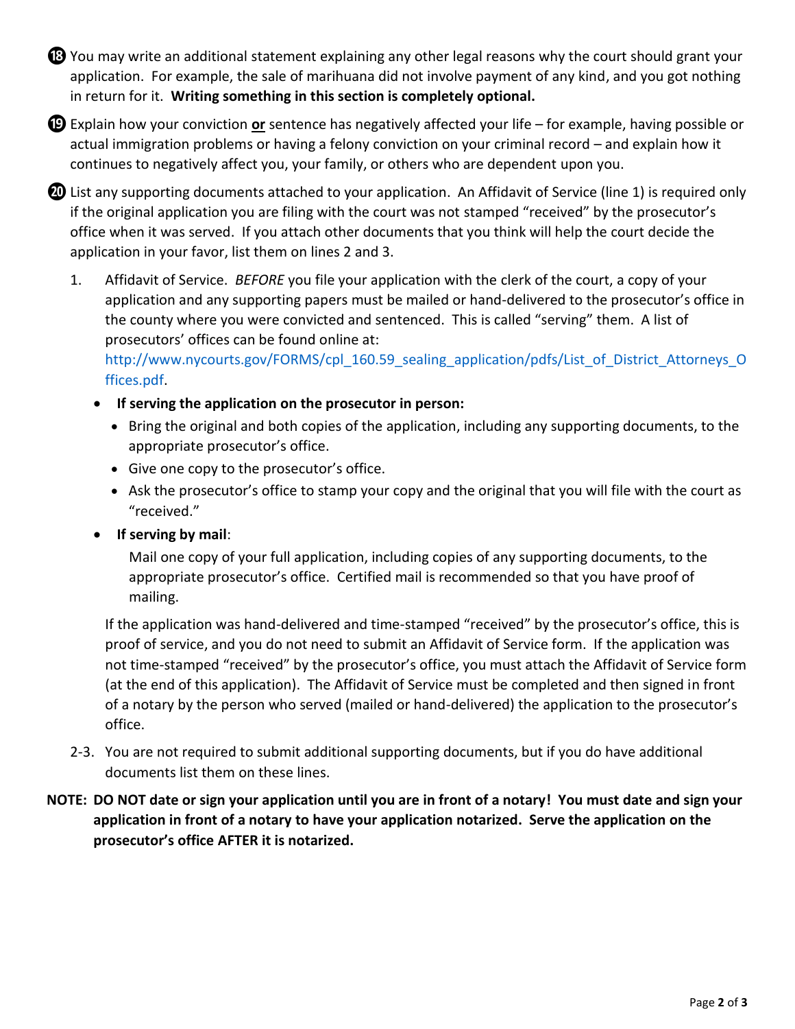⓲ You may write an additional statement explaining any other legal reasons why the court should grant your application. For example, the sale of marihuana did not involve payment of any kind, and you got nothing in return for it. **Writing something in this section is completely optional.**

⓳ Explain how your conviction **or** sentence has negatively affected your life – for example, having possible or actual immigration problems or having a felony conviction on your criminal record – and explain how it continues to negatively affect you, your family, or others who are dependent upon you.

⓴ List any supporting documents attached to your application. An Affidavit of Service (line 1) is required only if the original application you are filing with the court was not stamped "received" by the prosecutor's office when it was served. If you attach other documents that you think will help the court decide the application in your favor, list them on lines 2 and 3.

1. Affidavit of Service. *BEFORE* you file your application with the clerk of the court, a copy of your application and any supporting papers must be mailed or hand-delivered to the prosecutor's office in the county where you were convicted and sentenced. This is called "serving" them. A list of prosecutors' offices can be found online at: http://www.nycourts.gov/FORMS/cpl_160.59_sealing_application/pdfs/List_of_District_Attorneys_Offices.pdf.

   - **If serving the application on the prosecutor in person:**
     - Bring the original and both copies of the application, including any supporting documents, to the appropriate prosecutor's office.
     - Give one copy to the prosecutor's office.
     - Ask the prosecutor's office to stamp your copy and the original that you will file with the court as "received."
   - **If serving by mail**:

     Mail one copy of your full application, including copies of any supporting documents, to the appropriate prosecutor's office. Certified mail is recommended so that you have proof of mailing.

   If the application was hand-delivered and time-stamped "received" by the prosecutor's office, this is proof of service, and you do not need to submit an Affidavit of Service form. If the application was not time-stamped "received" by the prosecutor's office, you must attach the Affidavit of Service form (at the end of this application). The Affidavit of Service must be completed and then signed in front of a notary by the person who served (mailed or hand-delivered) the application to the prosecutor's office.

2-3. You are not required to submit additional supporting documents, but if you do have additional documents list them on these lines.

**NOTE: DO NOT date or sign your application until you are in front of a notary! You must date and sign your application in front of a notary to have your application notarized. Serve the application on the prosecutor's office AFTER it is notarized.**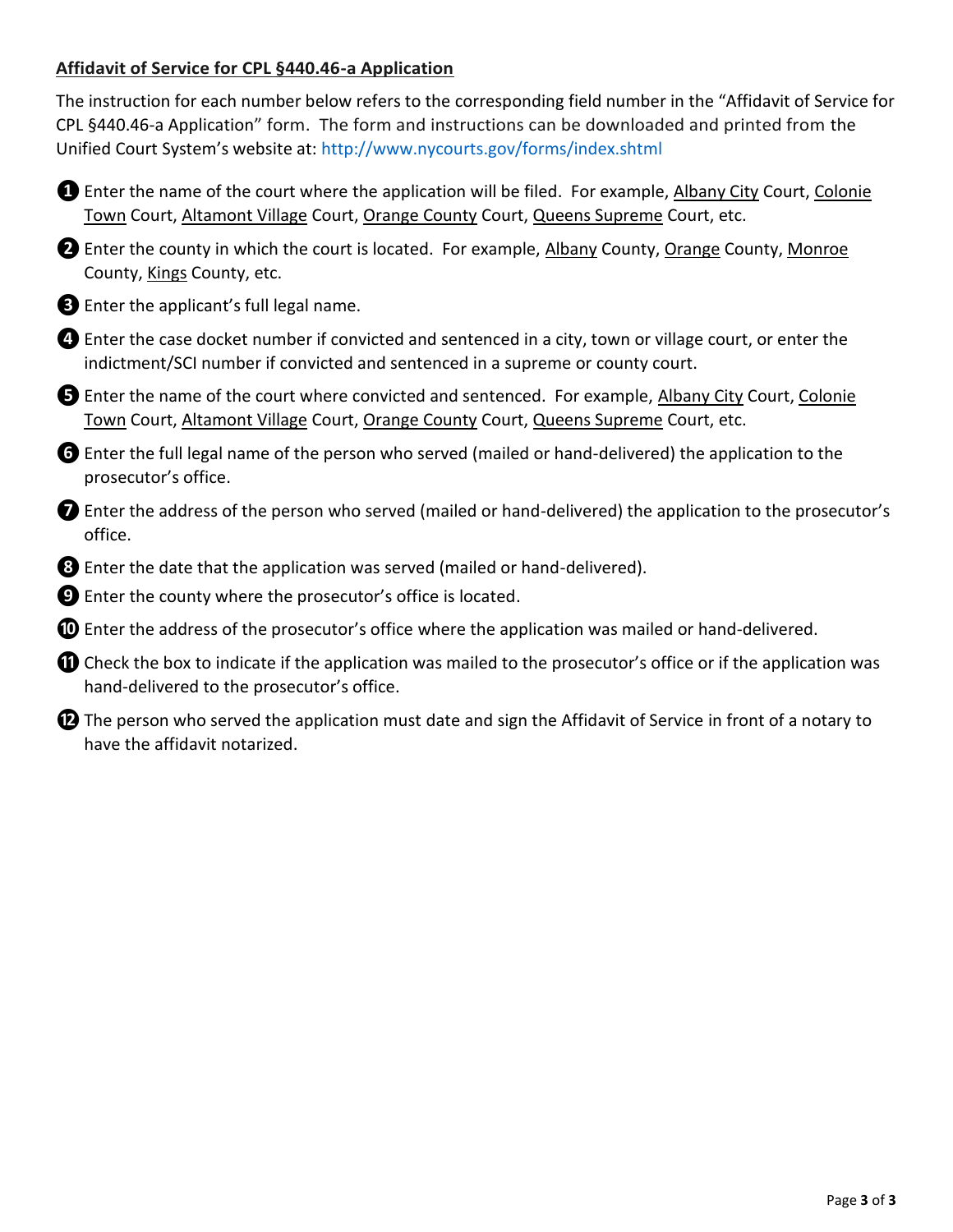## Affidavit of Service for CPL §440.46-a Application

The instruction for each number below refers to the corresponding field number in the "Affidavit of Service for CPL §440.46-a Application" form. The form and instructions can be downloaded and printed from the Unified Court System's website at: http://www.nycourts.gov/forms/index.shtml

❶ Enter the name of the court where the application will be filed. For example, Albany City Court, Colonie Town Court, Altamont Village Court, Orange County Court, Queens Supreme Court, etc.

❷ Enter the county in which the court is located. For example, Albany County, Orange County, Monroe County, Kings County, etc.

❸ Enter the applicant's full legal name.

❹ Enter the case docket number if convicted and sentenced in a city, town or village court, or enter the indictment/SCI number if convicted and sentenced in a supreme or county court.

❺ Enter the name of the court where convicted and sentenced. For example, Albany City Court, Colonie Town Court, Altamont Village Court, Orange County Court, Queens Supreme Court, etc.

❻ Enter the full legal name of the person who served (mailed or hand-delivered) the application to the prosecutor's office.

❼ Enter the address of the person who served (mailed or hand-delivered) the application to the prosecutor's office.

❽ Enter the date that the application was served (mailed or hand-delivered).

❾ Enter the county where the prosecutor's office is located.

❿ Enter the address of the prosecutor's office where the application was mailed or hand-delivered.

⓫ Check the box to indicate if the application was mailed to the prosecutor's office or if the application was hand-delivered to the prosecutor's office.

⓬ The person who served the application must date and sign the Affidavit of Service in front of a notary to have the affidavit notarized.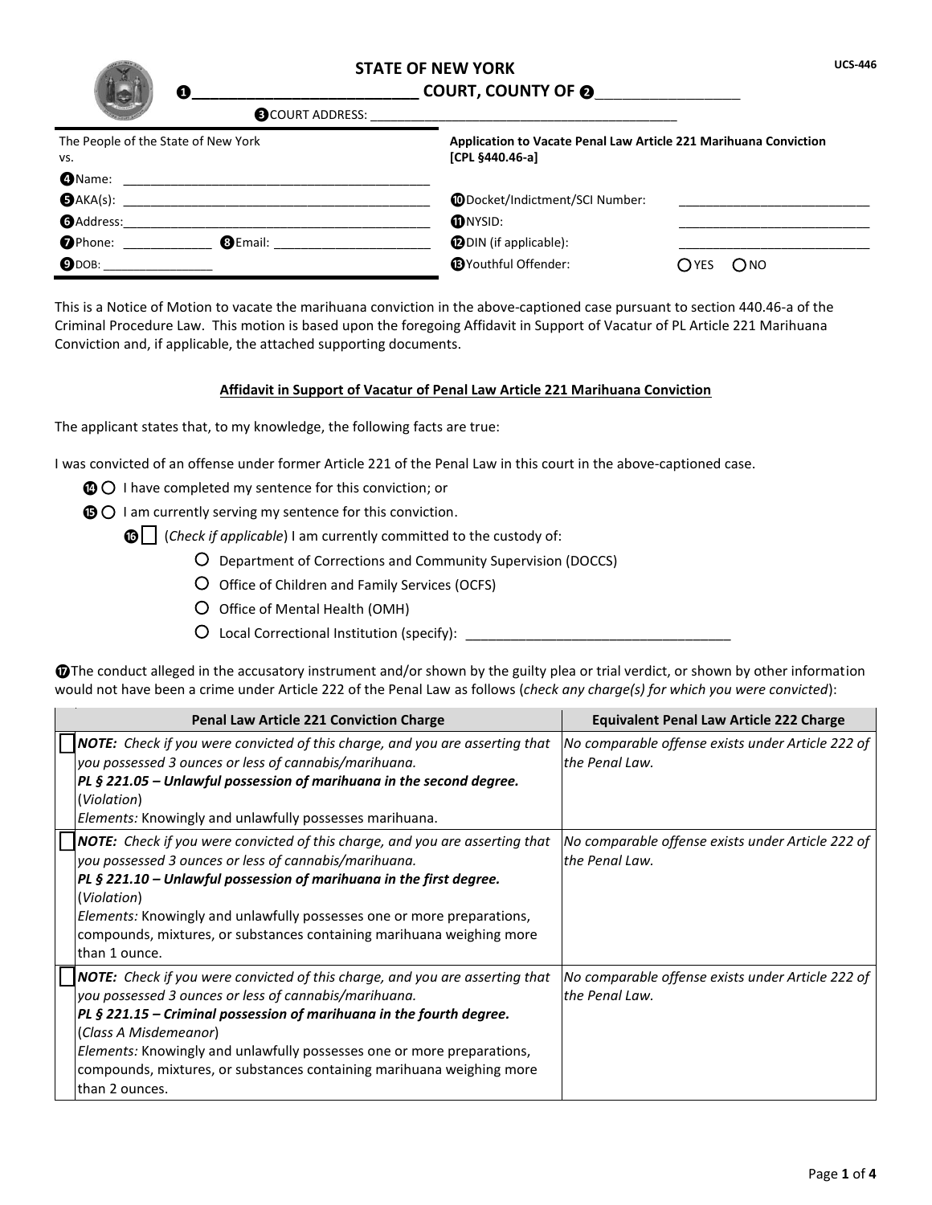UCS-446

# STATE OF NEW YORK

❶_________________________ COURT, COUNTY OF ❷_________________

❸COURT ADDRESS: ___________________________________________

| The People of the State of New York vs. | Application to Vacate Penal Law Article 221 Marihuana Conviction [CPL §440.46-a] |
|---|---|
| ❹Name: ___________________________________________ | |
| ❺AKA(s): _________________________________________ | ❿Docket/Indictment/SCI Number: ___________________________ |
| ❻Address:_________________________________________ | ⓫NYSID: ___________________________ |
| ❼Phone: ____________ ❽Email: ______________________ | ⓬DIN (if applicable): ___________________________ |
| ❾DOB: ________________ | ⓭Youthful Offender: ○ YES ○ NO |

This is a Notice of Motion to vacate the marihuana conviction in the above-captioned case pursuant to section 440.46-a of the Criminal Procedure Law. This motion is based upon the foregoing Affidavit in Support of Vacatur of PL Article 221 Marihuana Conviction and, if applicable, the attached supporting documents.

## Affidavit in Support of Vacatur of Penal Law Article 221 Marihuana Conviction

The applicant states that, to my knowledge, the following facts are true:

I was convicted of an offense under former Article 221 of the Penal Law in this court in the above-captioned case.

⓮ ○ I have completed my sentence for this conviction; or

⓯ ○ I am currently serving my sentence for this conviction.

⓰ ☐ (*Check if applicable*) I am currently committed to the custody of:

- ○ Department of Corrections and Community Supervision (DOCCS)
- ○ Office of Children and Family Services (OCFS)
- ○ Office of Mental Health (OMH)
- ○ Local Correctional Institution (specify): ___________________________________

⓱The conduct alleged in the accusatory instrument and/or shown by the guilty plea or trial verdict, or shown by other information would not have been a crime under Article 222 of the Penal Law as follows (*check any charge(s) for which you were convicted*):

| | Penal Law Article 221 Conviction Charge | Equivalent Penal Law Article 222 Charge |
|---|---|---|
| ☐ | ***NOTE:** Check if you were convicted of this charge, and you are asserting that you possessed 3 ounces or less of cannabis/marihuana.* ***PL § 221.05 – Unlawful possession of marihuana in the second degree.*** (*Violation*) *Elements:* Knowingly and unlawfully possesses marihuana. | *No comparable offense exists under Article 222 of the Penal Law.* |
| ☐ | ***NOTE:** Check if you were convicted of this charge, and you are asserting that you possessed 3 ounces or less of cannabis/marihuana.* ***PL § 221.10 – Unlawful possession of marihuana in the first degree.*** (*Violation*) *Elements:* Knowingly and unlawfully possesses one or more preparations, compounds, mixtures, or substances containing marihuana weighing more than 1 ounce. | *No comparable offense exists under Article 222 of the Penal Law.* |
| ☐ | ***NOTE:** Check if you were convicted of this charge, and you are asserting that you possessed 3 ounces or less of cannabis/marihuana.* ***PL § 221.15 – Criminal possession of marihuana in the fourth degree.*** (*Class A Misdemeanor*) *Elements:* Knowingly and unlawfully possesses one or more preparations, compounds, mixtures, or substances containing marihuana weighing more than 2 ounces. | *No comparable offense exists under Article 222 of the Penal Law.* |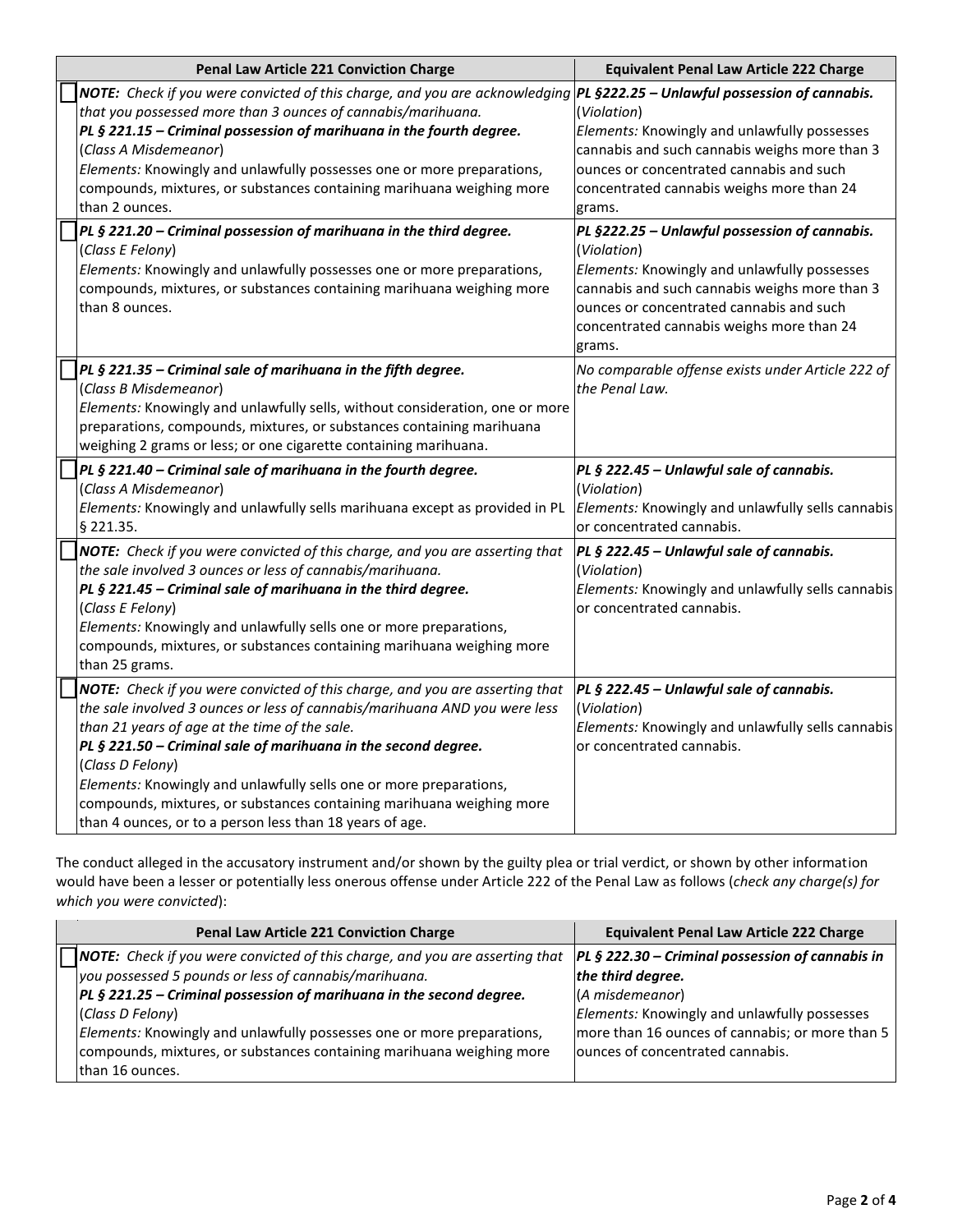| | Penal Law Article 221 Conviction Charge | Equivalent Penal Law Article 222 Charge |
|---|---|---|
| ☐ | ***NOTE:** Check if you were convicted of this charge, and you are acknowledging that you possessed more than 3 ounces of cannabis/marihuana.* <br> ***PL § 221.15 – Criminal possession of marihuana in the fourth degree.*** <br> (*Class A Misdemeanor*) <br> *Elements:* Knowingly and unlawfully possesses one or more preparations, compounds, mixtures, or substances containing marihuana weighing more than 2 ounces. | ***PL §222.25 – Unlawful possession of cannabis.*** <br> (*Violation*) <br> *Elements:* Knowingly and unlawfully possesses cannabis and such cannabis weighs more than 3 ounces or concentrated cannabis and such concentrated cannabis weighs more than 24 grams. |
| ☐ | ***PL § 221.20 – Criminal possession of marihuana in the third degree.*** <br> (*Class E Felony*) <br> *Elements:* Knowingly and unlawfully possesses one or more preparations, compounds, mixtures, or substances containing marihuana weighing more than 8 ounces. | ***PL §222.25 – Unlawful possession of cannabis.*** <br> (*Violation*) <br> *Elements:* Knowingly and unlawfully possesses cannabis and such cannabis weighs more than 3 ounces or concentrated cannabis and such concentrated cannabis weighs more than 24 grams. |
| ☐ | ***PL § 221.35 – Criminal sale of marihuana in the fifth degree.*** <br> (*Class B Misdemeanor*) <br> *Elements:* Knowingly and unlawfully sells, without consideration, one or more preparations, compounds, mixtures, or substances containing marihuana weighing 2 grams or less; or one cigarette containing marihuana. | *No comparable offense exists under Article 222 of the Penal Law.* |
| ☐ | ***PL § 221.40 – Criminal sale of marihuana in the fourth degree.*** <br> (*Class A Misdemeanor*) <br> *Elements:* Knowingly and unlawfully sells marihuana except as provided in PL § 221.35. | ***PL § 222.45 – Unlawful sale of cannabis.*** <br> (*Violation*) <br> *Elements:* Knowingly and unlawfully sells cannabis or concentrated cannabis. |
| ☐ | ***NOTE:** Check if you were convicted of this charge, and you are asserting that the sale involved 3 ounces or less of cannabis/marihuana.* <br> ***PL § 221.45 – Criminal sale of marihuana in the third degree.*** <br> (*Class E Felony*) <br> *Elements:* Knowingly and unlawfully sells one or more preparations, compounds, mixtures, or substances containing marihuana weighing more than 25 grams. | ***PL § 222.45 – Unlawful sale of cannabis.*** <br> (*Violation*) <br> *Elements:* Knowingly and unlawfully sells cannabis or concentrated cannabis. |
| ☐ | ***NOTE:** Check if you were convicted of this charge, and you are asserting that the sale involved 3 ounces or less of cannabis/marihuana AND you were less than 21 years of age at the time of the sale.* <br> ***PL § 221.50 – Criminal sale of marihuana in the second degree.*** <br> (*Class D Felony*) <br> *Elements:* Knowingly and unlawfully sells one or more preparations, compounds, mixtures, or substances containing marihuana weighing more than 4 ounces, or to a person less than 18 years of age. | ***PL § 222.45 – Unlawful sale of cannabis.*** <br> (*Violation*) <br> *Elements:* Knowingly and unlawfully sells cannabis or concentrated cannabis. |

The conduct alleged in the accusatory instrument and/or shown by the guilty plea or trial verdict, or shown by other information would have been a lesser or potentially less onerous offense under Article 222 of the Penal Law as follows (*check any charge(s) for which you were convicted*):

| | Penal Law Article 221 Conviction Charge | Equivalent Penal Law Article 222 Charge |
|---|---|---|
| ☐ | ***NOTE:** Check if you were convicted of this charge, and you are asserting that you possessed 5 pounds or less of cannabis/marihuana.* <br> ***PL § 221.25 – Criminal possession of marihuana in the second degree.*** <br> (*Class D Felony*) <br> *Elements:* Knowingly and unlawfully possesses one or more preparations, compounds, mixtures, or substances containing marihuana weighing more than 16 ounces. | ***PL § 222.30 – Criminal possession of cannabis in the third degree.*** <br> (*A misdemeanor*) <br> *Elements:* Knowingly and unlawfully possesses more than 16 ounces of cannabis; or more than 5 ounces of concentrated cannabis. |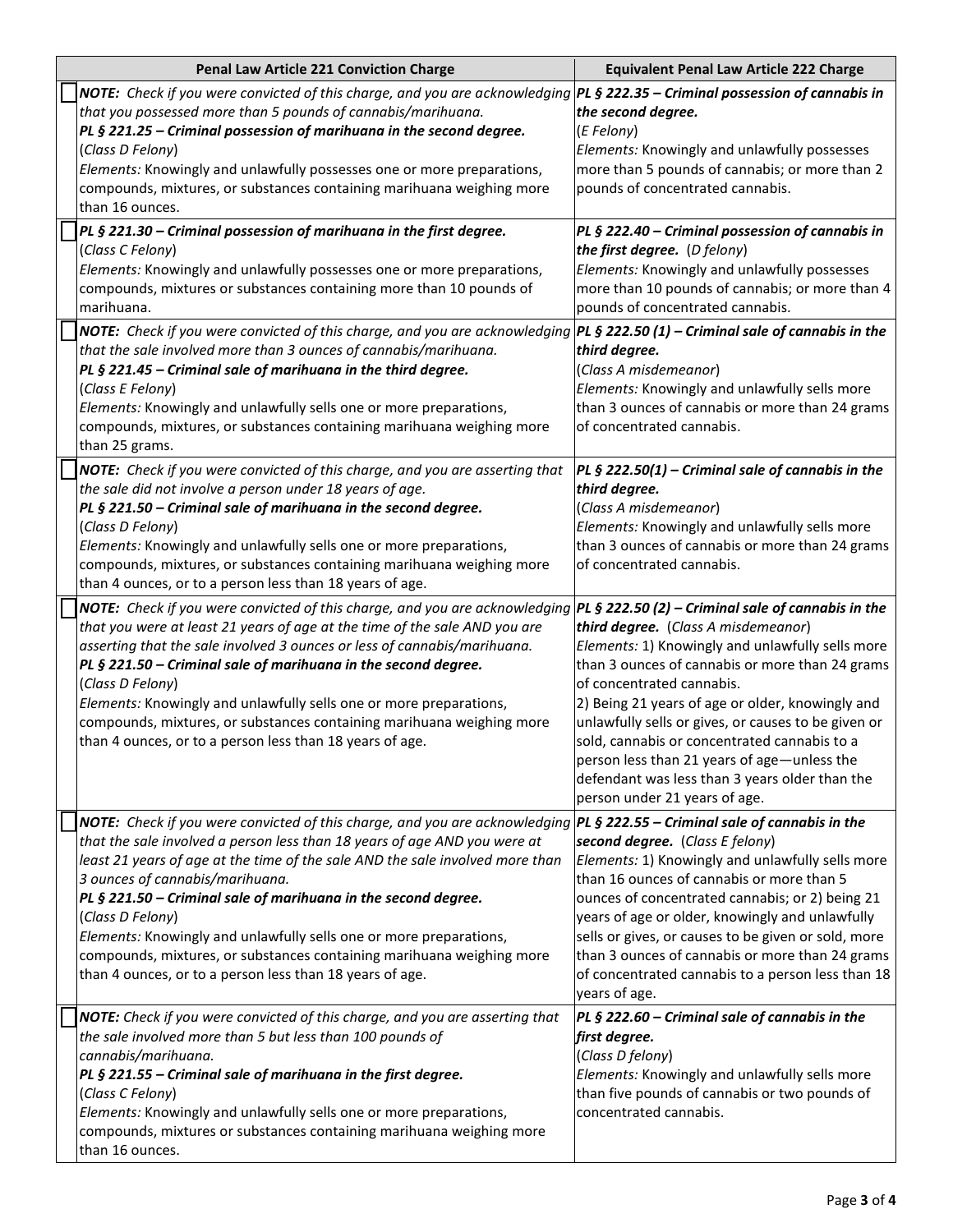| Penal Law Article 221 Conviction Charge | Equivalent Penal Law Article 222 Charge |
|---|---|
| ☐ ***NOTE:** Check if you were convicted of this charge, and you are acknowledging that you possessed more than 5 pounds of cannabis/marihuana.*<br>***PL § 221.25 – Criminal possession of marihuana in the second degree.***<br>(*Class D Felony*)<br>*Elements:* Knowingly and unlawfully possesses one or more preparations, compounds, mixtures, or substances containing marihuana weighing more than 16 ounces. | ***PL § 222.35 – Criminal possession of cannabis in the second degree.***<br>(*E Felony*)<br>*Elements:* Knowingly and unlawfully possesses more than 5 pounds of cannabis; or more than 2 pounds of concentrated cannabis. |
| ☐ ***PL § 221.30 – Criminal possession of marihuana in the first degree.***<br>(*Class C Felony*)<br>*Elements:* Knowingly and unlawfully possesses one or more preparations, compounds, mixtures or substances containing more than 10 pounds of marihuana. | ***PL § 222.40 – Criminal possession of cannabis in the first degree.*** (*D felony*)<br>*Elements:* Knowingly and unlawfully possesses more than 10 pounds of cannabis; or more than 4 pounds of concentrated cannabis. |
| ☐ ***NOTE:** Check if you were convicted of this charge, and you are acknowledging that the sale involved more than 3 ounces of cannabis/marihuana.*<br>***PL § 221.45 – Criminal sale of marihuana in the third degree.***<br>(*Class E Felony*)<br>*Elements:* Knowingly and unlawfully sells one or more preparations, compounds, mixtures, or substances containing marihuana weighing more than 25 grams. | ***PL § 222.50 (1) – Criminal sale of cannabis in the third degree.***<br>(*Class A misdemeanor*)<br>*Elements:* Knowingly and unlawfully sells more than 3 ounces of cannabis or more than 24 grams of concentrated cannabis. |
| ☐ ***NOTE:** Check if you were convicted of this charge, and you are asserting that the sale did not involve a person under 18 years of age.*<br>***PL § 221.50 – Criminal sale of marihuana in the second degree.***<br>(*Class D Felony*)<br>*Elements:* Knowingly and unlawfully sells one or more preparations, compounds, mixtures, or substances containing marihuana weighing more than 4 ounces, or to a person less than 18 years of age. | ***PL § 222.50(1) – Criminal sale of cannabis in the third degree.***<br>(*Class A misdemeanor*)<br>*Elements:* Knowingly and unlawfully sells more than 3 ounces of cannabis or more than 24 grams of concentrated cannabis. |
| ☐ ***NOTE:** Check if you were convicted of this charge, and you are acknowledging that you were at least 21 years of age at the time of the sale AND you are asserting that the sale involved 3 ounces or less of cannabis/marihuana.*<br>***PL § 221.50 – Criminal sale of marihuana in the second degree.***<br>(*Class D Felony*)<br>*Elements:* Knowingly and unlawfully sells one or more preparations, compounds, mixtures, or substances containing marihuana weighing more than 4 ounces, or to a person less than 18 years of age. | ***PL § 222.50 (2) – Criminal sale of cannabis in the third degree.*** (*Class A misdemeanor*)<br>*Elements:* 1) Knowingly and unlawfully sells more than 3 ounces of cannabis or more than 24 grams of concentrated cannabis.<br>2) Being 21 years of age or older, knowingly and unlawfully sells or gives, or causes to be given or sold, cannabis or concentrated cannabis to a person less than 21 years of age—unless the defendant was less than 3 years older than the person under 21 years of age. |
| ☐ ***NOTE:** Check if you were convicted of this charge, and you are acknowledging that the sale involved a person less than 18 years of age AND you were at least 21 years of age at the time of the sale AND the sale involved more than 3 ounces of cannabis/marihuana.*<br>***PL § 221.50 – Criminal sale of marihuana in the second degree.***<br>(*Class D Felony*)<br>*Elements:* Knowingly and unlawfully sells one or more preparations, compounds, mixtures, or substances containing marihuana weighing more than 4 ounces, or to a person less than 18 years of age. | ***PL § 222.55 – Criminal sale of cannabis in the second degree.*** (*Class E felony*)<br>*Elements:* 1) Knowingly and unlawfully sells more than 16 ounces of cannabis or more than 5 ounces of concentrated cannabis; or 2) being 21 years of age or older, knowingly and unlawfully sells or gives, or causes to be given or sold, more than 3 ounces of cannabis or more than 24 grams of concentrated cannabis to a person less than 18 years of age. |
| ☐ ***NOTE:** Check if you were convicted of this charge, and you are asserting that the sale involved more than 5 but less than 100 pounds of cannabis/marihuana.*<br>***PL § 221.55 – Criminal sale of marihuana in the first degree.***<br>(*Class C Felony*)<br>*Elements:* Knowingly and unlawfully sells one or more preparations, compounds, mixtures or substances containing marihuana weighing more than 16 ounces. | ***PL § 222.60 – Criminal sale of cannabis in the first degree.***<br>(*Class D felony*)<br>*Elements:* Knowingly and unlawfully sells more than five pounds of cannabis or two pounds of concentrated cannabis. |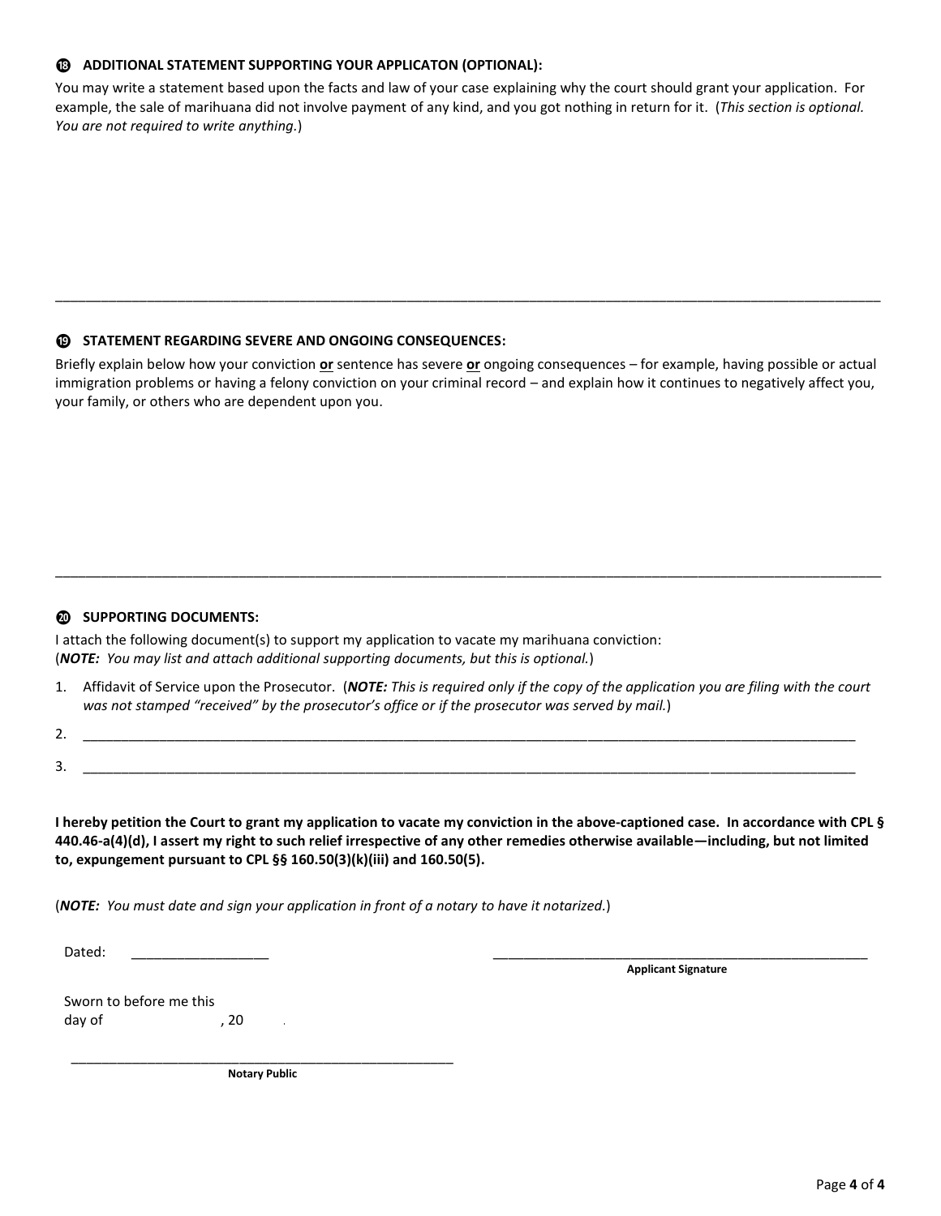### ⓲ ADDITIONAL STATEMENT SUPPORTING YOUR APPLICATON (OPTIONAL):

You may write a statement based upon the facts and law of your case explaining why the court should grant your application. For example, the sale of marihuana did not involve payment of any kind, and you got nothing in return for it. (*This section is optional. You are not required to write anything.*)

---

### ⓳ STATEMENT REGARDING SEVERE AND ONGOING CONSEQUENCES:

Briefly explain below how your conviction **or** sentence has severe **or** ongoing consequences – for example, having possible or actual immigration problems or having a felony conviction on your criminal record – and explain how it continues to negatively affect you, your family, or others who are dependent upon you.

---

### ⓴ SUPPORTING DOCUMENTS:

I attach the following document(s) to support my application to vacate my marihuana conviction:
(***NOTE:*** *You may list and attach additional supporting documents, but this is optional.*)

1. Affidavit of Service upon the Prosecutor. (***NOTE:*** *This is required only if the copy of the application you are filing with the court was not stamped "received" by the prosecutor's office or if the prosecutor was served by mail.*)
2. ______________________________________________
3. ______________________________________________

**I hereby petition the Court to grant my application to vacate my conviction in the above-captioned case. In accordance with CPL § 440.46-a(4)(d), I assert my right to such relief irrespective of any other remedies otherwise available—including, but not limited to, expungement pursuant to CPL §§ 160.50(3)(k)(iii) and 160.50(5).**

(***NOTE:*** *You must date and sign your application in front of a notary to have it notarized.*)

Dated: _________________ ______________________________________
**Applicant Signature**

Sworn to before me this
day of , 20 .

______________________________________
**Notary Public**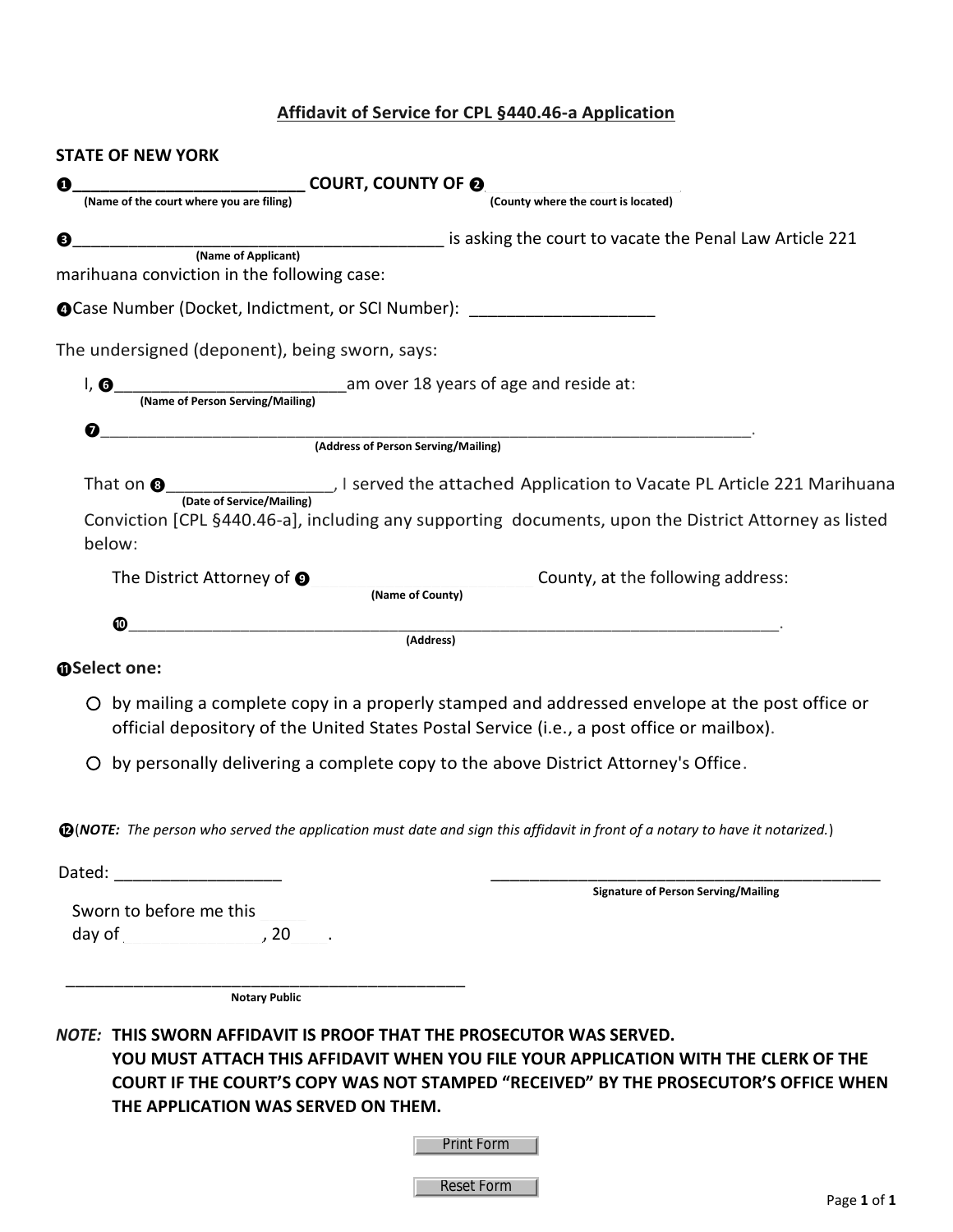## Affidavit of Service for CPL §440.46-a Application

**STATE OF NEW YORK**

❶________________________ **COURT, COUNTY OF** ❷
(Name of the court where you are filing) (County where the court is located)

❸________________________________________ is asking the court to vacate the Penal Law Article 221 marihuana conviction in the following case:
(Name of Applicant)

❹Case Number (Docket, Indictment, or SCI Number): ___________________

The undersigned (deponent), being sworn, says:

I, ❻________________________am over 18 years of age and reside at:
(Name of Person Serving/Mailing)

❼__________________________________________________________________________.
(Address of Person Serving/Mailing)

That on ❽________________, I served the attached Application to Vacate PL Article 221 Marihuana Conviction [CPL §440.46-a], including any supporting documents, upon the District Attorney as listed below:
(Date of Service/Mailing)

The District Attorney of ❾ County, at the following address:
(Name of County)

❿__________________________________________________________________________.
(Address)

**⓫Select one:**

- ○ by mailing a complete copy in a properly stamped and addressed envelope at the post office or official depository of the United States Postal Service (i.e., a post office or mailbox).
- ○ by personally delivering a complete copy to the above District Attorney's Office.

⓬(***NOTE:*** *The person who served the application must date and sign this affidavit in front of a notary to have it notarized.*)

Dated: __________________ ____________________________________________
Signature of Person Serving/Mailing

Sworn to before me this
day of , 20 .

____________________________________________
Notary Public

***NOTE:*** **THIS SWORN AFFIDAVIT IS PROOF THAT THE PROSECUTOR WAS SERVED. YOU MUST ATTACH THIS AFFIDAVIT WHEN YOU FILE YOUR APPLICATION WITH THE CLERK OF THE COURT IF THE COURT'S COPY WAS NOT STAMPED "RECEIVED" BY THE PROSECUTOR'S OFFICE WHEN THE APPLICATION WAS SERVED ON THEM.**

Print Form

Reset Form